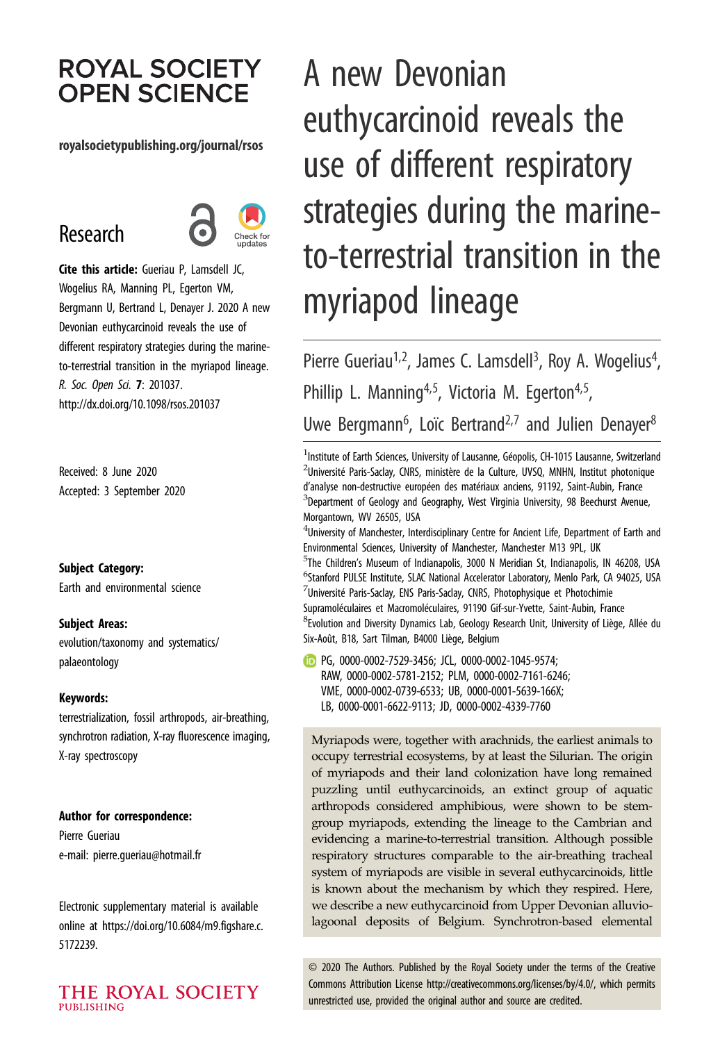# ROYAL SOCIETY OPEN SCIENCE

royalsocietypublishing.org/journal/rsos

## Research

**Cite this article:** Gueriau P, Lamsdell JC, Wogelius RA, Manning PL, Egerton VM, Bergmann U, Bertrand L, Denayer J. 2020 A new Devonian euthycarcinoid reveals the use of different respiratory strategies during the marine-to-terrestrial transition in the myriapod lineage. *R. Soc. Open Sci.* **7**: 201037. http://dx.doi.org/10.1098/rsos.201037

Received: 8 June 2020
Accepted: 3 September 2020

**Subject Category:**
Earth and environmental science

**Subject Areas:**
evolution/taxonomy and systematics/palaeontology

**Keywords:**
terrestrialization, fossil arthropods, air-breathing, synchrotron radiation, X-ray fluorescence imaging, X-ray spectroscopy

**Author for correspondence:**
Pierre Gueriau
e-mail: pierre.gueriau@hotmail.fr

Electronic supplementary material is available online at https://doi.org/10.6084/m9.figshare.c.5172239.

# A new Devonian euthycarcinoid reveals the use of different respiratory strategies during the marine-to-terrestrial transition in the myriapod lineage

Pierre Gueriau[1,2], James C. Lamsdell[3], Roy A. Wogelius[4], Phillip L. Manning[4,5], Victoria M. Egerton[4,5], Uwe Bergmann[6], Loïc Bertrand[2,7] and Julien Denayer[8]

[1]Institute of Earth Sciences, University of Lausanne, Géopolis, CH-1015 Lausanne, Switzerland
[2]Université Paris-Saclay, CNRS, ministère de la Culture, UVSQ, MNHN, Institut photonique d'analyse non-destructive européen des matériaux anciens, 91192, Saint-Aubin, France
[3]Department of Geology and Geography, West Virginia University, 98 Beechurst Avenue, Morgantown, WV 26505, USA
[4]University of Manchester, Interdisciplinary Centre for Ancient Life, Department of Earth and Environmental Sciences, University of Manchester, Manchester M13 9PL, UK
[5]The Children's Museum of Indianapolis, 3000 N Meridian St, Indianapolis, IN 46208, USA
[6]Stanford PULSE Institute, SLAC National Accelerator Laboratory, Menlo Park, CA 94025, USA
[7]Université Paris-Saclay, ENS Paris-Saclay, CNRS, Photophysique et Photochimie Supramoléculaires et Macromoléculaires, 91190 Gif-sur-Yvette, Saint-Aubin, France
[8]Evolution and Diversity Dynamics Lab, Geology Research Unit, University of Liège, Allée du Six-Août, B18, Sart Tilman, B4000 Liège, Belgium

PG, 0000-0002-7529-3456; JCL, 0000-0002-1045-9574; RAW, 0000-0002-5781-2152; PLM, 0000-0002-7161-6246; VME, 0000-0002-0739-6533; UB, 0000-0001-5639-166X; LB, 0000-0001-6622-9113; JD, 0000-0002-4339-7760

Myriapods were, together with arachnids, the earliest animals to occupy terrestrial ecosystems, by at least the Silurian. The origin of myriapods and their land colonization have long remained puzzling until euthycarcinoids, an extinct group of aquatic arthropods considered amphibious, were shown to be stem-group myriapods, extending the lineage to the Cambrian and evidencing a marine-to-terrestrial transition. Although possible respiratory structures comparable to the air-breathing tracheal system of myriapods are visible in several euthycarcinoids, little is known about the mechanism by which they respired. Here, we describe a new euthycarcinoid from Upper Devonian alluvio-lagoonal deposits of Belgium. Synchrotron-based elemental

© 2020 The Authors. Published by the Royal Society under the terms of the Creative Commons Attribution License http://creativecommons.org/licenses/by/4.0/, which permits unrestricted use, provided the original author and source are credited.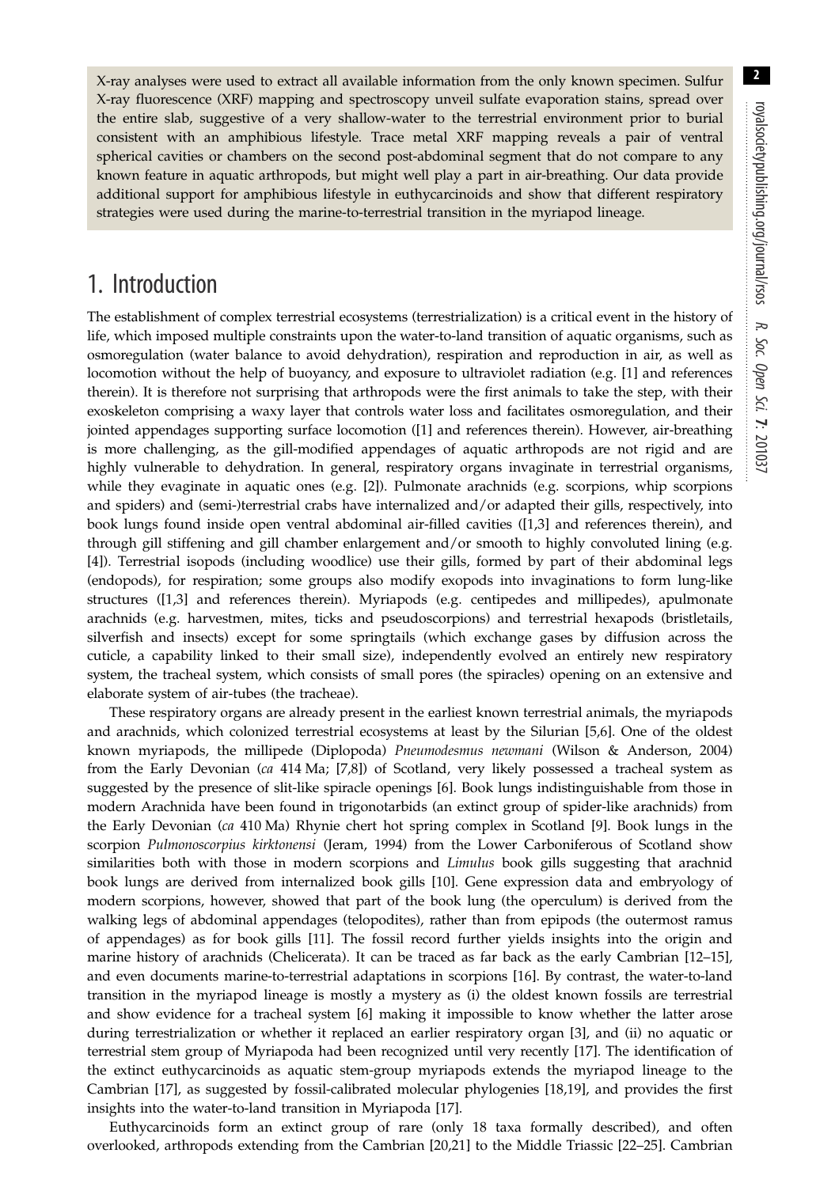X-ray analyses were used to extract all available information from the only known specimen. Sulfur X-ray fluorescence (XRF) mapping and spectroscopy unveil sulfate evaporation stains, spread over the entire slab, suggestive of a very shallow-water to the terrestrial environment prior to burial consistent with an amphibious lifestyle. Trace metal XRF mapping reveals a pair of ventral spherical cavities or chambers on the second post-abdominal segment that do not compare to any known feature in aquatic arthropods, but might well play a part in air-breathing. Our data provide additional support for amphibious lifestyle in euthycarcinoids and show that different respiratory strategies were used during the marine-to-terrestrial transition in the myriapod lineage.

# 1. Introduction

The establishment of complex terrestrial ecosystems (terrestrialization) is a critical event in the history of life, which imposed multiple constraints upon the water-to-land transition of aquatic organisms, such as osmoregulation (water balance to avoid dehydration), respiration and reproduction in air, as well as locomotion without the help of buoyancy, and exposure to ultraviolet radiation (e.g. [1] and references therein). It is therefore not surprising that arthropods were the first animals to take the step, with their exoskeleton comprising a waxy layer that controls water loss and facilitates osmoregulation, and their jointed appendages supporting surface locomotion ([1] and references therein). However, air-breathing is more challenging, as the gill-modified appendages of aquatic arthropods are not rigid and are highly vulnerable to dehydration. In general, respiratory organs invaginate in terrestrial organisms, while they evaginate in aquatic ones (e.g. [2]). Pulmonate arachnids (e.g. scorpions, whip scorpions and spiders) and (semi-)terrestrial crabs have internalized and/or adapted their gills, respectively, into book lungs found inside open ventral abdominal air-filled cavities ([1,3] and references therein), and through gill stiffening and gill chamber enlargement and/or smooth to highly convoluted lining (e.g. [4]). Terrestrial isopods (including woodlice) use their gills, formed by part of their abdominal legs (endopods), for respiration; some groups also modify exopods into invaginations to form lung-like structures ([1,3] and references therein). Myriapods (e.g. centipedes and millipedes), apulmonate arachnids (e.g. harvestmen, mites, ticks and pseudoscorpions) and terrestrial hexapods (bristletails, silverfish and insects) except for some springtails (which exchange gases by diffusion across the cuticle, a capability linked to their small size), independently evolved an entirely new respiratory system, the tracheal system, which consists of small pores (the spiracles) opening on an extensive and elaborate system of air-tubes (the tracheae).

These respiratory organs are already present in the earliest known terrestrial animals, the myriapods and arachnids, which colonized terrestrial ecosystems at least by the Silurian [5,6]. One of the oldest known myriapods, the millipede (Diplopoda) *Pneumodesmus newmani* (Wilson & Anderson, 2004) from the Early Devonian (*ca* 414 Ma; [7,8]) of Scotland, very likely possessed a tracheal system as suggested by the presence of slit-like spiracle openings [6]. Book lungs indistinguishable from those in modern Arachnida have been found in trigonotarbids (an extinct group of spider-like arachnids) from the Early Devonian (*ca* 410 Ma) Rhynie chert hot spring complex in Scotland [9]. Book lungs in the scorpion *Pulmonoscorpius kirktonensi* (Jeram, 1994) from the Lower Carboniferous of Scotland show similarities both with those in modern scorpions and *Limulus* book gills suggesting that arachnid book lungs are derived from internalized book gills [10]. Gene expression data and embryology of modern scorpions, however, showed that part of the book lung (the operculum) is derived from the walking legs of abdominal appendages (telopodites), rather than from epipods (the outermost ramus of appendages) as for book gills [11]. The fossil record further yields insights into the origin and marine history of arachnids (Chelicerata). It can be traced as far back as the early Cambrian [12–15], and even documents marine-to-terrestrial adaptations in scorpions [16]. By contrast, the water-to-land transition in the myriapod lineage is mostly a mystery as (i) the oldest known fossils are terrestrial and show evidence for a tracheal system [6] making it impossible to know whether the latter arose during terrestrialization or whether it replaced an earlier respiratory organ [3], and (ii) no aquatic or terrestrial stem group of Myriapoda had been recognized until very recently [17]. The identification of the extinct euthycarcinoids as aquatic stem-group myriapods extends the myriapod lineage to the Cambrian [17], as suggested by fossil-calibrated molecular phylogenies [18,19], and provides the first insights into the water-to-land transition in Myriapoda [17].

Euthycarcinoids form an extinct group of rare (only 18 taxa formally described), and often overlooked, arthropods extending from the Cambrian [20,21] to the Middle Triassic [22–25]. Cambrian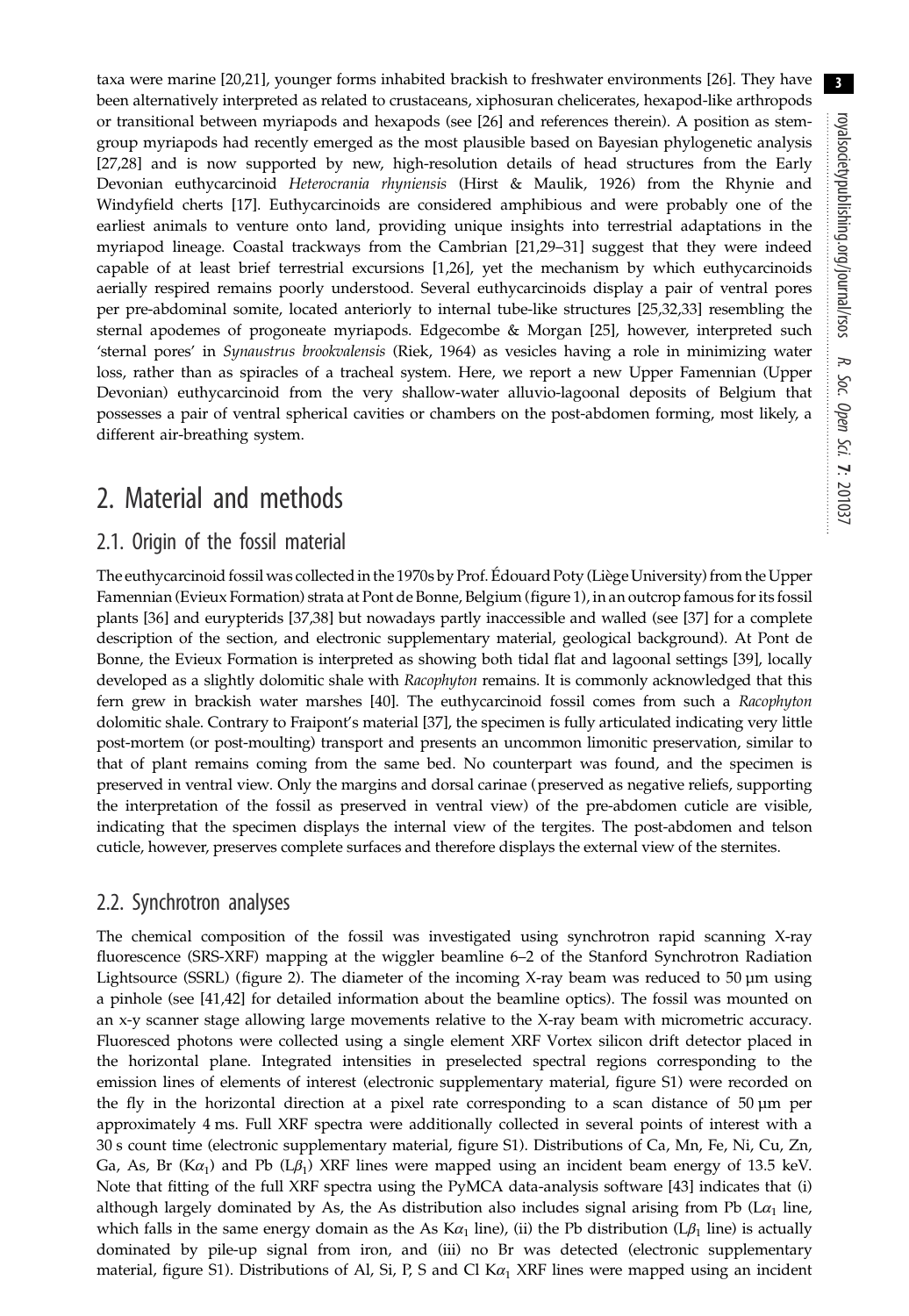taxa were marine [20,21], younger forms inhabited brackish to freshwater environments [26]. They have been alternatively interpreted as related to crustaceans, xiphosuran chelicerates, hexapod-like arthropods or transitional between myriapods and hexapods (see [26] and references therein). A position as stem-group myriapods had recently emerged as the most plausible based on Bayesian phylogenetic analysis [27,28] and is now supported by new, high-resolution details of head structures from the Early Devonian euthycarcinoid *Heterocrania rhyniensis* (Hirst & Maulik, 1926) from the Rhynie and Windyfield cherts [17]. Euthycarcinoids are considered amphibious and were probably one of the earliest animals to venture onto land, providing unique insights into terrestrial adaptations in the myriapod lineage. Coastal trackways from the Cambrian [21,29–31] suggest that they were indeed capable of at least brief terrestrial excursions [1,26], yet the mechanism by which euthycarcinoids aerially respired remains poorly understood. Several euthycarcinoids display a pair of ventral pores per pre-abdominal somite, located anteriorly to internal tube-like structures [25,32,33] resembling the sternal apodemes of progoneate myriapods. Edgecombe & Morgan [25], however, interpreted such 'sternal pores' in *Synaustrus brookvalensis* (Riek, 1964) as vesicles having a role in minimizing water loss, rather than as spiracles of a tracheal system. Here, we report a new Upper Famennian (Upper Devonian) euthycarcinoid from the very shallow-water alluvio-lagoonal deposits of Belgium that possesses a pair of ventral spherical cavities or chambers on the post-abdomen forming, most likely, a different air-breathing system.

# 2. Material and methods

## 2.1. Origin of the fossil material

The euthycarcinoid fossil was collected in the 1970s by Prof. Édouard Poty (Liège University) from the Upper Famennian (Evieux Formation) strata at Pont de Bonne, Belgium (figure 1), in an outcrop famous for its fossil plants [36] and eurypterids [37,38] but nowadays partly inaccessible and walled (see [37] for a complete description of the section, and electronic supplementary material, geological background). At Pont de Bonne, the Evieux Formation is interpreted as showing both tidal flat and lagoonal settings [39], locally developed as a slightly dolomitic shale with *Racophyton* remains. It is commonly acknowledged that this fern grew in brackish water marshes [40]. The euthycarcinoid fossil comes from such a *Racophyton* dolomitic shale. Contrary to Fraipont's material [37], the specimen is fully articulated indicating very little post-mortem (or post-moulting) transport and presents an uncommon limonitic preservation, similar to that of plant remains coming from the same bed. No counterpart was found, and the specimen is preserved in ventral view. Only the margins and dorsal carinae (preserved as negative reliefs, supporting the interpretation of the fossil as preserved in ventral view) of the pre-abdomen cuticle are visible, indicating that the specimen displays the internal view of the tergites. The post-abdomen and telson cuticle, however, preserves complete surfaces and therefore displays the external view of the sternites.

## 2.2. Synchrotron analyses

The chemical composition of the fossil was investigated using synchrotron rapid scanning X-ray fluorescence (SRS-XRF) mapping at the wiggler beamline 6–2 of the Stanford Synchrotron Radiation Lightsource (SSRL) (figure 2). The diameter of the incoming X-ray beam was reduced to 50 µm using a pinhole (see [41,42] for detailed information about the beamline optics). The fossil was mounted on an x-y scanner stage allowing large movements relative to the X-ray beam with micrometric accuracy. Fluoresced photons were collected using a single element XRF Vortex silicon drift detector placed in the horizontal plane. Integrated intensities in preselected spectral regions corresponding to the emission lines of elements of interest (electronic supplementary material, figure S1) were recorded on the fly in the horizontal direction at a pixel rate corresponding to a scan distance of 50 µm per approximately 4 ms. Full XRF spectra were additionally collected in several points of interest with a 30 s count time (electronic supplementary material, figure S1). Distributions of Ca, Mn, Fe, Ni, Cu, Zn, Ga, As, Br ($K\alpha_1$) and Pb ($L\beta_1$) XRF lines were mapped using an incident beam energy of 13.5 keV. Note that fitting of the full XRF spectra using the PyMCA data-analysis software [43] indicates that (i) although largely dominated by As, the As distribution also includes signal arising from Pb ($L\alpha_1$ line, which falls in the same energy domain as the As $K\alpha_1$ line), (ii) the Pb distribution ($L\beta_1$ line) is actually dominated by pile-up signal from iron, and (iii) no Br was detected (electronic supplementary material, figure S1). Distributions of Al, Si, P, S and Cl $K\alpha_1$ XRF lines were mapped using an incident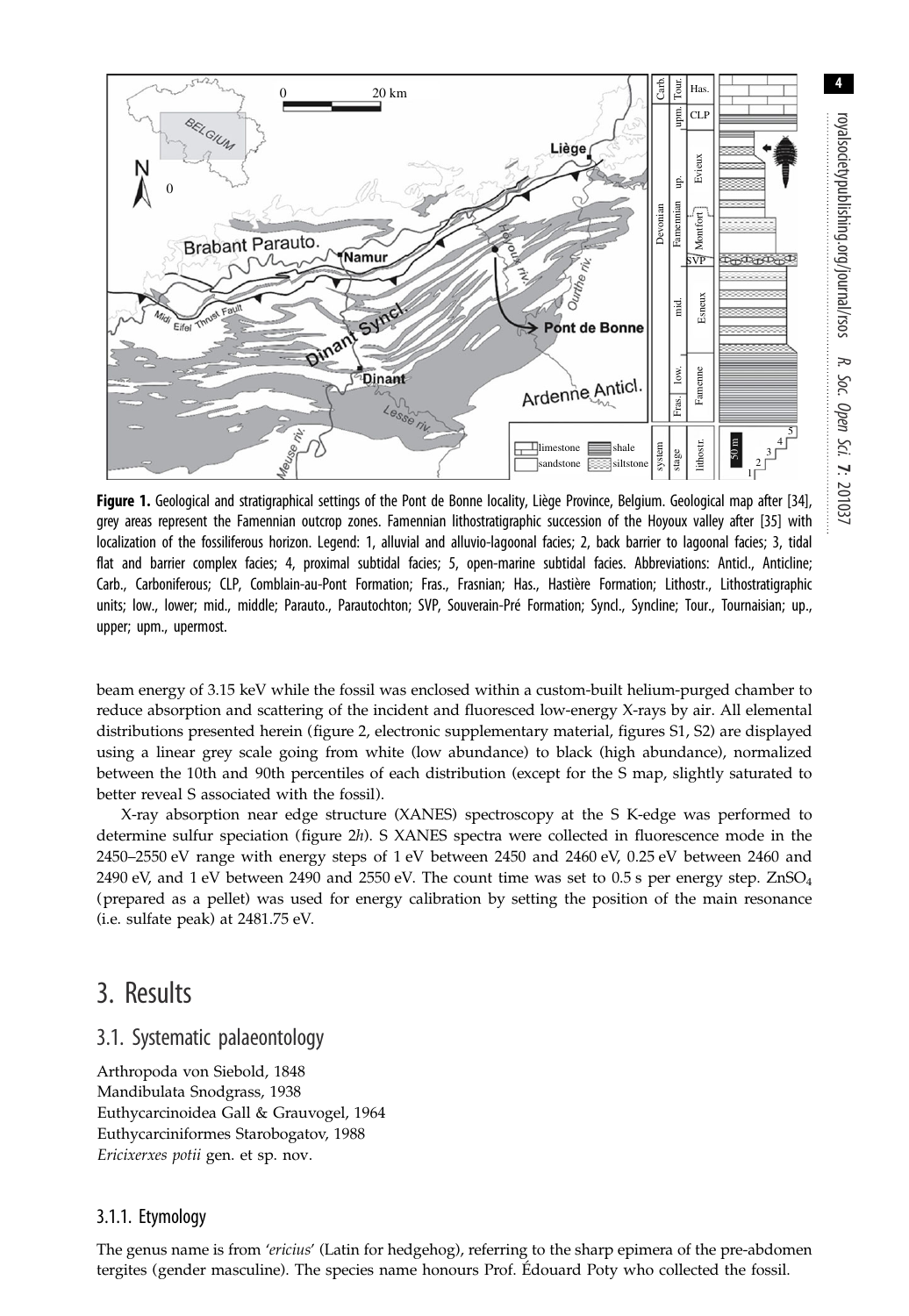**Figure 1.** Geological and stratigraphical settings of the Pont de Bonne locality, Liège Province, Belgium. Geological map after [34], grey areas represent the Famennian outcrop zones. Famennian lithostratigraphic succession of the Hoyoux valley after [35] with localization of the fossiliferous horizon. Legend: 1, alluvial and alluvio-lagoonal facies; 2, back barrier to lagoonal facies; 3, tidal flat and barrier complex facies; 4, proximal subtidal facies; 5, open-marine subtidal facies. Abbreviations: Anticl., Anticline; Carb., Carboniferous; CLP, Comblain-au-Pont Formation; Fras., Frasnian; Has., Hastière Formation; Lithostr., Lithostratigraphic units; low., lower; mid., middle; Parauto., Parautochton; SVP, Souverain-Pré Formation; Syncl., Syncline; Tour., Tournaisian; up., upper; upm., uppermost.

beam energy of 3.15 keV while the fossil was enclosed within a custom-built helium-purged chamber to reduce absorption and scattering of the incident and fluoresced low-energy X-rays by air. All elemental distributions presented herein (figure 2, electronic supplementary material, figures S1, S2) are displayed using a linear grey scale going from white (low abundance) to black (high abundance), normalized between the 10th and 90th percentiles of each distribution (except for the S map, slightly saturated to better reveal S associated with the fossil).

X-ray absorption near edge structure (XANES) spectroscopy at the S K-edge was performed to determine sulfur speciation (figure 2*h*). S XANES spectra were collected in fluorescence mode in the 2450–2550 eV range with energy steps of 1 eV between 2450 and 2460 eV, 0.25 eV between 2460 and 2490 eV, and 1 eV between 2490 and 2550 eV. The count time was set to 0.5 s per energy step. $ZnSO_4$ (prepared as a pellet) was used for energy calibration by setting the position of the main resonance (i.e. sulfate peak) at 2481.75 eV.

# 3. Results

## 3.1. Systematic palaeontology

Arthropoda von Siebold, 1848
Mandibulata Snodgrass, 1938
Euthycarcinoidea Gall & Grauvogel, 1964
Euthycarciniformes Starobogatov, 1988
*Ericixerxes potii* gen. et sp. nov.

### 3.1.1. Etymology

The genus name is from '*ericius*' (Latin for hedgehog), referring to the sharp epimera of the pre-abdomen tergites (gender masculine). The species name honours Prof. Édouard Poty who collected the fossil.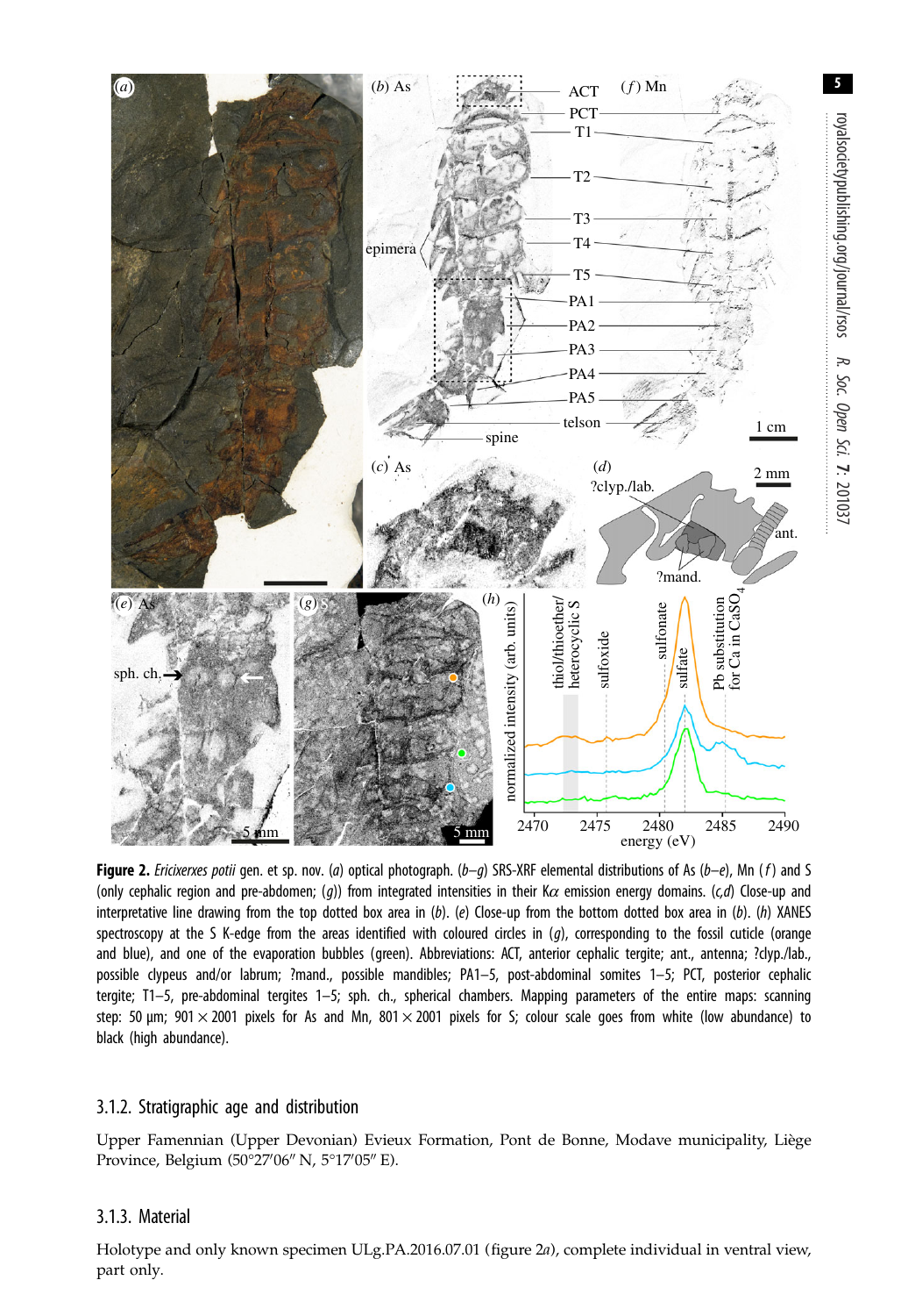**Figure 2.** *Ericixerxes potii* gen. et sp. nov. (*a*) optical photograph. (*b–g*) SRS-XRF elemental distributions of As (*b–e*), Mn (*f*) and S (only cephalic region and pre-abdomen; (*g*)) from integrated intensities in their K$\alpha$ emission energy domains. (*c,d*) Close-up and interpretative line drawing from the top dotted box area in (*b*). (*e*) Close-up from the bottom dotted box area in (*b*). (*h*) XANES spectroscopy at the S K-edge from the areas identified with coloured circles in (*g*), corresponding to the fossil cuticle (orange and blue), and one of the evaporation bubbles (green). Abbreviations: ACT, anterior cephalic tergite; ant., antenna; ?clyp./lab., possible clypeus and/or labrum; ?mand., possible mandibles; PA1–5, post-abdominal somites 1–5; PCT, posterior cephalic tergite; T1–5, pre-abdominal tergites 1–5; sph. ch., spherical chambers. Mapping parameters of the entire maps: scanning step: 50 µm; 901 × 2001 pixels for As and Mn, 801 × 2001 pixels for S; colour scale goes from white (low abundance) to black (high abundance).

### 3.1.2. Stratigraphic age and distribution

Upper Famennian (Upper Devonian) Evieux Formation, Pont de Bonne, Modave municipality, Liège Province, Belgium (50°27′06″ N, 5°17′05″ E).

### 3.1.3. Material

Holotype and only known specimen ULg.PA.2016.07.01 (figure 2*a*), complete individual in ventral view, part only.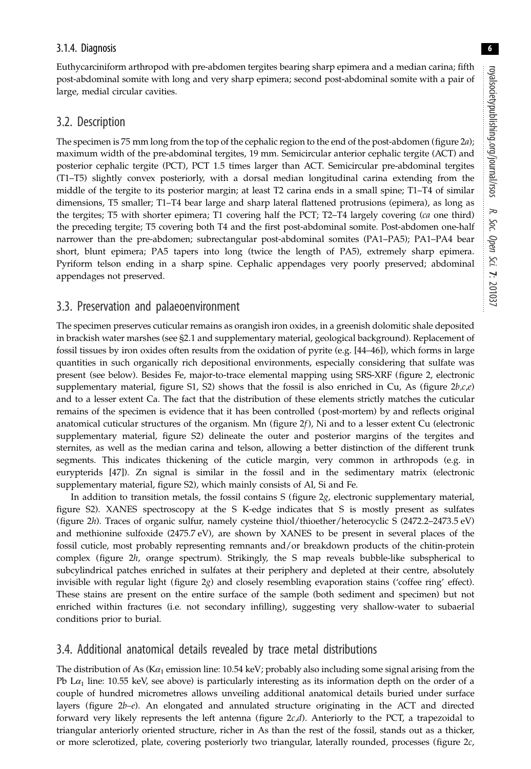#### 3.1.4. Diagnosis

Euthycarciniform arthropod with pre-abdomen tergites bearing sharp epimera and a median carina; fifth post-abdominal somite with long and very sharp epimera; second post-abdominal somite with a pair of large, medial circular cavities.

## 3.2. Description

The specimen is 75 mm long from the top of the cephalic region to the end of the post-abdomen (figure 2*a*); maximum width of the pre-abdominal tergites, 19 mm. Semicircular anterior cephalic tergite (ACT) and posterior cephalic tergite (PCT), PCT 1.5 times larger than ACT. Semicircular pre-abdominal tergites (T1–T5) slightly convex posteriorly, with a dorsal median longitudinal carina extending from the middle of the tergite to its posterior margin; at least T2 carina ends in a small spine; T1–T4 of similar dimensions, T5 smaller; T1–T4 bear large and sharp lateral flattened protrusions (epimera), as long as the tergites; T5 with shorter epimera; T1 covering half the PCT; T2–T4 largely covering (*ca* one third) the preceding tergite; T5 covering both T4 and the first post-abdominal somite. Post-abdomen one-half narrower than the pre-abdomen; subrectangular post-abdominal somites (PA1–PA5); PA1–PA4 bear short, blunt epimera; PA5 tapers into long (twice the length of PA5), extremely sharp epimera. Pyriform telson ending in a sharp spine. Cephalic appendages very poorly preserved; abdominal appendages not preserved.

## 3.3. Preservation and palaeoenvironment

The specimen preserves cuticular remains as orangish iron oxides, in a greenish dolomitic shale deposited in brackish water marshes (see §2.1 and supplementary material, geological background). Replacement of fossil tissues by iron oxides often results from the oxidation of pyrite (e.g. [44–46]), which forms in large quantities in such organically rich depositional environments, especially considering that sulfate was present (see below). Besides Fe, major-to-trace elemental mapping using SRS-XRF (figure 2, electronic supplementary material, figure S1, S2) shows that the fossil is also enriched in Cu, As (figure 2*b*,*c*,*e*) and to a lesser extent Ca. The fact that the distribution of these elements strictly matches the cuticular remains of the specimen is evidence that it has been controlled (post-mortem) by and reflects original anatomical cuticular structures of the organism. Mn (figure 2*f*), Ni and to a lesser extent Cu (electronic supplementary material, figure S2) delineate the outer and posterior margins of the tergites and sternites, as well as the median carina and telson, allowing a better distinction of the different trunk segments. This indicates thickening of the cuticle margin, very common in arthropods (e.g. in eurypterids [47]). Zn signal is similar in the fossil and in the sedimentary matrix (electronic supplementary material, figure S2), which mainly consists of Al, Si and Fe.

In addition to transition metals, the fossil contains S (figure 2*g*, electronic supplementary material, figure S2). XANES spectroscopy at the S K-edge indicates that S is mostly present as sulfates (figure 2*h*). Traces of organic sulfur, namely cysteine thiol/thioether/heterocyclic S (2472.2–2473.5 eV) and methionine sulfoxide (2475.7 eV), are shown by XANES to be present in several places of the fossil cuticle, most probably representing remnants and/or breakdown products of the chitin-protein complex (figure 2*h*, orange spectrum). Strikingly, the S map reveals bubble-like subspherical to subcylindrical patches enriched in sulfates at their periphery and depleted at their centre, absolutely invisible with regular light (figure 2*g*) and closely resembling evaporation stains ('coffee ring' effect). These stains are present on the entire surface of the sample (both sediment and specimen) but not enriched within fractures (i.e. not secondary infilling), suggesting very shallow-water to subaerial conditions prior to burial.

## 3.4. Additional anatomical details revealed by trace metal distributions

The distribution of As (K$\alpha_1$ emission line: 10.54 keV; probably also including some signal arising from the Pb L$\alpha_1$ line: 10.55 keV, see above) is particularly interesting as its information depth on the order of a couple of hundred micrometres allows unveiling additional anatomical details buried under surface layers (figure 2*b*–*e*). An elongated and annulated structure originating in the ACT and directed forward very likely represents the left antenna (figure 2*c*,*d*). Anteriorly to the PCT, a trapezoidal to triangular anteriorly oriented structure, richer in As than the rest of the fossil, stands out as a thicker, or more sclerotized, plate, covering posteriorly two triangular, laterally rounded, processes (figure 2*c*,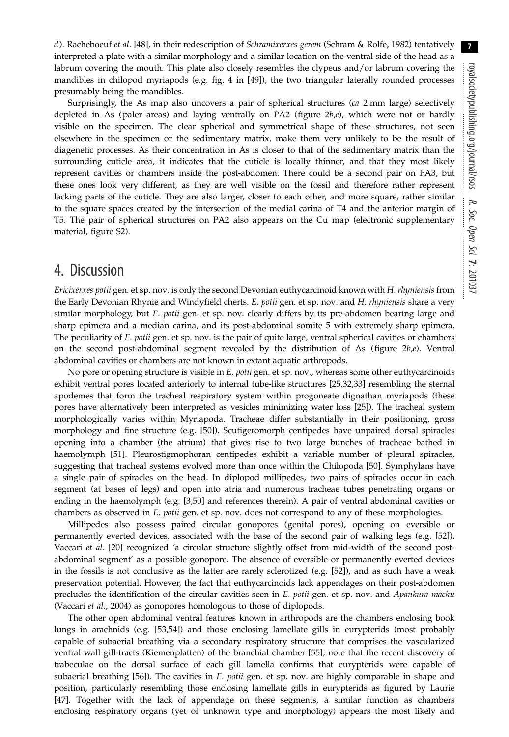d). Racheboeuf *et al*. [48], in their redescription of *Schramixerxes gerem* (Schram & Rolfe, 1982) tentatively interpreted a plate with a similar morphology and a similar location on the ventral side of the head as a labrum covering the mouth. This plate also closely resembles the clypeus and/or labrum covering the mandibles in chilopod myriapods (e.g. fig. 4 in [49]), the two triangular laterally rounded processes presumably being the mandibles.

Surprisingly, the As map also uncovers a pair of spherical structures (*ca* 2 mm large) selectively depleted in As (paler areas) and laying ventrally on PA2 (figure 2*b*,*e*), which were not or hardly visible on the specimen. The clear spherical and symmetrical shape of these structures, not seen elsewhere in the specimen or the sedimentary matrix, make them very unlikely to be the result of diagenetic processes. As their concentration in As is closer to that of the sedimentary matrix than the surrounding cuticle area, it indicates that the cuticle is locally thinner, and that they most likely represent cavities or chambers inside the post-abdomen. There could be a second pair on PA3, but these ones look very different, as they are well visible on the fossil and therefore rather represent lacking parts of the cuticle. They are also larger, closer to each other, and more square, rather similar to the square spaces created by the intersection of the medial carina of T4 and the anterior margin of T5. The pair of spherical structures on PA2 also appears on the Cu map (electronic supplementary material, figure S2).

# 4. Discussion

*Ericixerxes potii* gen. et sp. nov. is only the second Devonian euthycarcinoid known with *H. rhyniensis* from the Early Devonian Rhynie and Windyfield cherts. *E. potii* gen. et sp. nov. and *H. rhyniensis* share a very similar morphology, but *E. potii* gen. et sp. nov. clearly differs by its pre-abdomen bearing large and sharp epimera and a median carina, and its post-abdominal somite 5 with extremely sharp epimera. The peculiarity of *E. potii* gen. et sp. nov. is the pair of quite large, ventral spherical cavities or chambers on the second post-abdominal segment revealed by the distribution of As (figure 2*b*,*e*). Ventral abdominal cavities or chambers are not known in extant aquatic arthropods.

No pore or opening structure is visible in *E. potii* gen. et sp. nov., whereas some other euthycarcinoids exhibit ventral pores located anteriorly to internal tube-like structures [25,32,33] resembling the sternal apodemes that form the tracheal respiratory system within progoneate dignathan myriapods (these pores have alternatively been interpreted as vesicles minimizing water loss [25]). The tracheal system morphologically varies within Myriapoda. Tracheae differ substantially in their positioning, gross morphology and fine structure (e.g. [50]). Scutigeromorph centipedes have unpaired dorsal spiracles opening into a chamber (the atrium) that gives rise to two large bunches of tracheae bathed in haemolymph [51]. Pleurostigmophoran centipedes exhibit a variable number of pleural spiracles, suggesting that tracheal systems evolved more than once within the Chilopoda [50]. Symphylans have a single pair of spiracles on the head. In diplopod millipedes, two pairs of spiracles occur in each segment (at bases of legs) and open into atria and numerous tracheae tubes penetrating organs or ending in the haemolymph (e.g. [3,50] and references therein). A pair of ventral abdominal cavities or chambers as observed in *E. potii* gen. et sp. nov. does not correspond to any of these morphologies.

Millipedes also possess paired circular gonopores (genital pores), opening on eversible or permanently everted devices, associated with the base of the second pair of walking legs (e.g. [52]). Vaccari *et al*. [20] recognized 'a circular structure slightly offset from mid-width of the second post-abdominal segment' as a possible gonopore. The absence of eversible or permanently everted devices in the fossils is not conclusive as the latter are rarely sclerotized (e.g. [52]), and as such have a weak preservation potential. However, the fact that euthycarcinoids lack appendages on their post-abdomen precludes the identification of the circular cavities seen in *E. potii* gen. et sp. nov. and *Apankura machu* (Vaccari *et al*., 2004) as gonopores homologous to those of diplopods.

The other open abdominal ventral features known in arthropods are the chambers enclosing book lungs in arachnids (e.g. [53,54]) and those enclosing lamellate gills in eurypterids (most probably capable of subaerial breathing via a secondary respiratory structure that comprises the vascularized ventral wall gill-tracts (Kiemenplatten) of the branchial chamber [55]; note that the recent discovery of trabeculae on the dorsal surface of each gill lamella confirms that eurypterids were capable of subaerial breathing [56]). The cavities in *E. potii* gen. et sp. nov. are highly comparable in shape and position, particularly resembling those enclosing lamellate gills in eurypterids as figured by Laurie [47]. Together with the lack of appendage on these segments, a similar function as chambers enclosing respiratory organs (yet of unknown type and morphology) appears the most likely and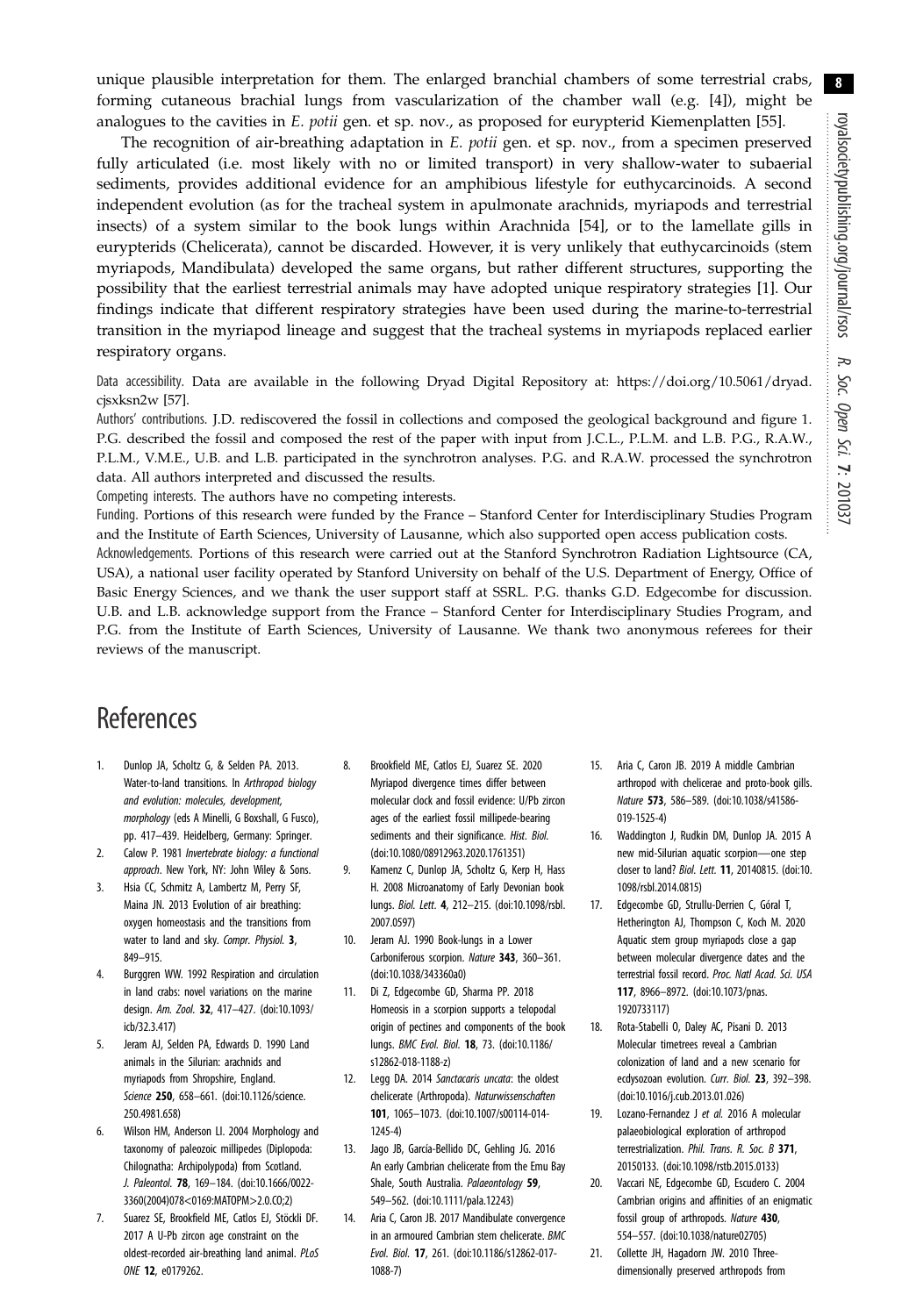unique plausible interpretation for them. The enlarged branchial chambers of some terrestrial crabs, forming cutaneous brachial lungs from vascularization of the chamber wall (e.g. [4]), might be analogues to the cavities in *E. potii* gen. et sp. nov., as proposed for eurypterid Kiemenplatten [55].

The recognition of air-breathing adaptation in *E. potii* gen. et sp. nov., from a specimen preserved fully articulated (i.e. most likely with no or limited transport) in very shallow-water to subaerial sediments, provides additional evidence for an amphibious lifestyle for euthycarcinoids. A second independent evolution (as for the tracheal system in apulmonate arachnids, myriapods and terrestrial insects) of a system similar to the book lungs within Arachnida [54], or to the lamellate gills in eurypterids (Chelicerata), cannot be discarded. However, it is very unlikely that euthycarcinoids (stem myriapods, Mandibulata) developed the same organs, but rather different structures, supporting the possibility that the earliest terrestrial animals may have adopted unique respiratory strategies [1]. Our findings indicate that different respiratory strategies have been used during the marine-to-terrestrial transition in the myriapod lineage and suggest that the tracheal systems in myriapods replaced earlier respiratory organs.

Data accessibility. Data are available in the following Dryad Digital Repository at: https://doi.org/10.5061/dryad.cjsxksn2w [57].

Authors' contributions. J.D. rediscovered the fossil in collections and composed the geological background and figure 1. P.G. described the fossil and composed the rest of the paper with input from J.C.L., P.L.M. and L.B. P.G., R.A.W., P.L.M., V.M.E., U.B. and L.B. participated in the synchrotron analyses. P.G. and R.A.W. processed the synchrotron data. All authors interpreted and discussed the results.

Competing interests. The authors have no competing interests.

Funding. Portions of this research were funded by the France – Stanford Center for Interdisciplinary Studies Program and the Institute of Earth Sciences, University of Lausanne, which also supported open access publication costs.

Acknowledgements. Portions of this research were carried out at the Stanford Synchrotron Radiation Lightsource (CA, USA), a national user facility operated by Stanford University on behalf of the U.S. Department of Energy, Office of Basic Energy Sciences, and we thank the user support staff at SSRL. P.G. thanks G.D. Edgecombe for discussion. U.B. and L.B. acknowledge support from the France – Stanford Center for Interdisciplinary Studies Program, and P.G. from the Institute of Earth Sciences, University of Lausanne. We thank two anonymous referees for their reviews of the manuscript.

# References

1. Dunlop JA, Scholtz G, & Selden PA. 2013. Water-to-land transitions. In *Arthropod biology and evolution: molecules, development, morphology* (eds A Minelli, G Boxshall, G Fusco), pp. 417–439. Heidelberg, Germany: Springer.
2. Calow P. 1981 *Invertebrate biology: a functional approach*. New York, NY: John Wiley & Sons.
3. Hsia CC, Schmitz A, Lambertz M, Perry SF, Maina JN. 2013 Evolution of air breathing: oxygen homeostasis and the transitions from water to land and sky. *Compr. Physiol.* **3**, 849–915.
4. Burggren WW. 1992 Respiration and circulation in land crabs: novel variations on the marine design. *Am. Zool.* **32**, 417–427. (doi:10.1093/icb/32.3.417)
5. Jeram AJ, Selden PA, Edwards D. 1990 Land animals in the Silurian: arachnids and myriapods from Shropshire, England. *Science* **250**, 658–661. (doi:10.1126/science.250.4981.658)
6. Wilson HM, Anderson LI. 2004 Morphology and taxonomy of paleozoic millipedes (Diplopoda: Chilognatha: Archipolypoda) from Scotland. *J. Paleontol.* **78**, 169–184. (doi:10.1666/0022-3360(2004)078<0169:MATOPM>2.0.CO;2)
7. Suarez SE, Brookfield ME, Catlos EJ, Stöckli DF. 2017 A U-Pb zircon age constraint on the oldest-recorded air-breathing land animal. *PLoS ONE* **12**, e0179262.
8. Brookfield ME, Catlos EJ, Suarez SE. 2020 Myriapod divergence times differ between molecular clock and fossil evidence: U/Pb zircon ages of the earliest fossil millipede-bearing sediments and their significance. *Hist. Biol.* (doi:10.1080/08912963.2020.1761351)
9. Kamenz C, Dunlop JA, Scholtz G, Kerp H, Hass H. 2008 Microanatomy of Early Devonian book lungs. *Biol. Lett.* **4**, 212–215. (doi:10.1098/rsbl.2007.0597)
10. Jeram AJ. 1990 Book-lungs in a Lower Carboniferous scorpion. *Nature* **343**, 360–361. (doi:10.1038/343360a0)
11. Di Z, Edgecombe GD, Sharma PP. 2018 Homeosis in a scorpion supports a telopodal origin of pectines and components of the book lungs. *BMC Evol. Biol.* **18**, 73. (doi:10.1186/s12862-018-1188-z)
12. Legg DA. 2014 *Sanctacaris uncata*: the oldest chelicerate (Arthropoda). *Naturwissenschaften* **101**, 1065–1073. (doi:10.1007/s00114-014-1245-4)
13. Jago JB, García-Bellido DC, Gehling JG. 2016 An early Cambrian chelicerate from the Emu Bay Shale, South Australia. *Palaeontology* **59**, 549–562. (doi:10.1111/pala.12243)
14. Aria C, Caron JB. 2017 Mandibulate convergence in an armoured Cambrian stem chelicerate. *BMC Evol. Biol.* **17**, 261. (doi:10.1186/s12862-017-1088-7)
15. Aria C, Caron JB. 2019 A middle Cambrian arthropod with chelicerae and proto-book gills. *Nature* **573**, 586–589. (doi:10.1038/s41586-019-1525-4)
16. Waddington J, Rudkin DM, Dunlop JA. 2015 A new mid-Silurian aquatic scorpion—one step closer to land? *Biol. Lett.* **11**, 20140815. (doi:10.1098/rsbl.2014.0815)
17. Edgecombe GD, Strullu-Derrien C, Góral T, Hetherington AJ, Thompson C, Koch M. 2020 Aquatic stem group myriapods close a gap between molecular divergence dates and the terrestrial fossil record. *Proc. Natl Acad. Sci. USA* **117**, 8966–8972. (doi:10.1073/pnas.1920733117)
18. Rota-Stabelli O, Daley AC, Pisani D. 2013 Molecular timetrees reveal a Cambrian colonization of land and a new scenario for ecdysozoan evolution. *Curr. Biol.* **23**, 392–398. (doi:10.1016/j.cub.2013.01.026)
19. Lozano-Fernandez J *et al.* 2016 A molecular palaeobiological exploration of arthropod terrestrialization. *Phil. Trans. R. Soc. B* **371**, 20150133. (doi:10.1098/rstb.2015.0133)
20. Vaccari NE, Edgecombe GD, Escudero C. 2004 Cambrian origins and affinities of an enigmatic fossil group of arthropods. *Nature* **430**, 554–557. (doi:10.1038/nature02705)
21. Collette JH, Hagadorn JW. 2010 Three-dimensionally preserved arthropods from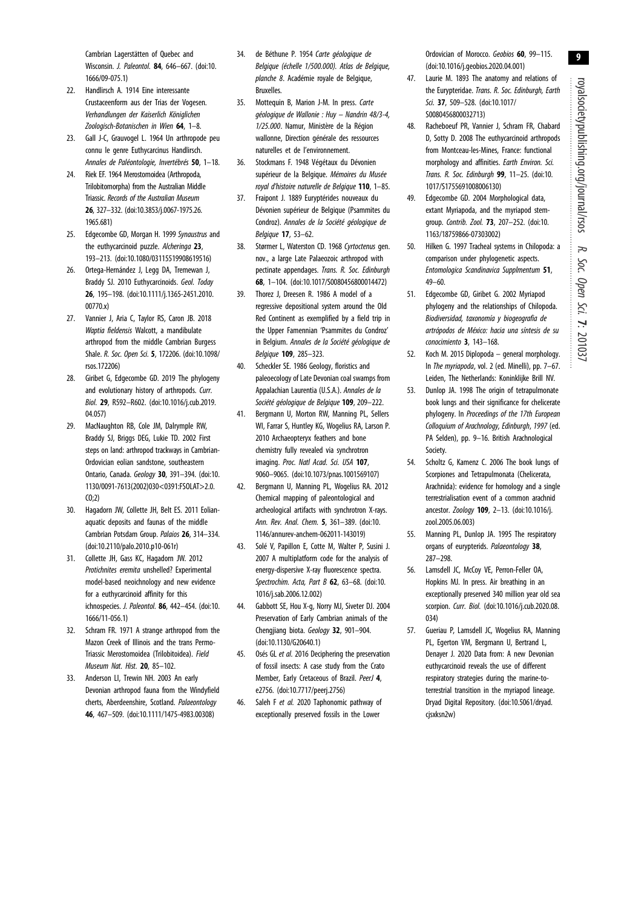Cambrian Lagerstätten of Quebec and Wisconsin. *J. Paleontol.* **84**, 646–667. (doi:10.1666/09-075.1)

22. Handlirsch A. 1914 Eine interessante Crustaceenform aus der Trias der Vogesen. *Verhandlungen der Kaiserlich Königlichen Zoologisch-Botanischen in Wien* **64**, 1–8.
23. Gall J-C, Grauvogel L. 1964 Un arthropode peu connu le genre Euthycarcinus Handlirsch. *Annales de Paléontologie, Invertébrés* **50**, 1–18.
24. Riek EF. 1964 Merostomoidea (Arthropoda, Trilobitomorpha) from the Australian Middle Triassic. *Records of the Australian Museum* **26**, 327–332. (doi:10.3853/j.0067-1975.26.1965.681)
25. Edgecombe GD, Morgan H. 1999 *Synaustrus* and the euthycarcinoid puzzle. *Alcheringa* **23**, 193–213. (doi:10.1080/03115519908619516)
26. Ortega-Hernández J, Legg DA, Tremewan J, Braddy SJ. 2010 Euthycarcinoids. *Geol. Today* **26**, 195–198. (doi:10.1111/j.1365-2451.2010.00770.x)
27. Vannier J, Aria C, Taylor RS, Caron JB. 2018 *Waptia fieldensis* Walcott, a mandibulate arthropod from the middle Cambrian Burgess Shale. *R. Soc. Open Sci.* **5**, 172206. (doi:10.1098/rsos.172206)
28. Giribet G, Edgecombe GD. 2019 The phylogeny and evolutionary history of arthropods. *Curr. Biol.* **29**, R592–R602. (doi:10.1016/j.cub.2019.04.057)
29. MacNaughton RB, Cole JM, Dalrymple RW, Braddy SJ, Briggs DEG, Lukie TD. 2002 First steps on land: arthropod trackways in Cambrian-Ordovician eolian sandstone, southeastern Ontario, Canada. *Geology* **30**, 391–394. (doi:10.1130/0091-7613(2002)030<0391:FSOLAT>2.0.CO;2)
30. Hagadorn JW, Collette JH, Belt ES. 2011 Eolian-aquatic deposits and faunas of the middle Cambrian Potsdam Group. *Palaios* **26**, 314–334. (doi:10.2110/palo.2010.p10-061r)
31. Collette JH, Gass KC, Hagadorn JW. 2012 *Protichnites eremita* unshelled? Experimental model-based neoichnology and new evidence for a euthycarcinoid affinity for this ichnospecies. *J. Paleontol.* **86**, 442–454. (doi:10.1666/11-056.1)
32. Schram FR. 1971 A strange arthropod from the Mazon Creek of Illinois and the trans Permo-Triassic Merostomoidea (Trilobitoidea). *Field Museum Nat. Hist.* **20**, 85–102.
33. Anderson LI, Trewin NH. 2003 An early Devonian arthropod fauna from the Windyfield cherts, Aberdeenshire, Scotland. *Palaeontology* **46**, 467–509. (doi:10.1111/1475-4983.00308)
34. de Béthune P. 1954 *Carte géologique de Belgique (échelle 1/500.000). Atlas de Belgique, planche 8*. Académie royale de Belgique, Bruxelles.
35. Mottequin B, Marion J-M. In press. *Carte géologique de Wallonie : Huy – Nandrin 48/3-4, 1/25.000*. Namur, Ministère de la Région wallonne, Direction générale des ressources naturelles et de l'environnement.
36. Stockmans F. 1948 Végétaux du Dévonien supérieur de la Belgique. *Mémoires du Musée royal d'histoire naturelle de Belgique* **110**, 1–85.
37. Fraipont J. 1889 Euryptérides nouveaux du Dévonien supérieur de Belgique (Psammites du Condroz). *Annales de la Société géologique de Belgique* **17**, 53–62.
38. Størmer L, Waterston CD. 1968 *Cyrtoctenus* gen. nov., a large Late Palaeozoic arthropod with pectinate appendages. *Trans. R. Soc. Edinburgh* **68**, 1–104. (doi:10.1017/S0080456800014472)
39. Thorez J, Dreesen R. 1986 A model of a regressive depositional system around the Old Red Continent as exemplified by a field trip in the Upper Famennian 'Psammites du Condroz' in Belgium. *Annales de la Société géologique de Belgique* **109**, 285–323.
40. Scheckler SE. 1986 Geology, floristics and paleoecology of Late Devonian coal swamps from Appalachian Laurentia (U.S.A.). *Annales de la Société géologique de Belgique* **109**, 209–222.
41. Bergmann U, Morton RW, Manning PL, Sellers WI, Farrar S, Huntley KG, Wogelius RA, Larson P. 2010 Archaeopteryx feathers and bone chemistry fully revealed via synchrotron imaging. *Proc. Natl Acad. Sci. USA* **107**, 9060–9065. (doi:10.1073/pnas.1001569107)
42. Bergmann U, Manning PL, Wogelius RA. 2012 Chemical mapping of paleontological and archeological artifacts with synchrotron X-rays. *Ann. Rev. Anal. Chem.* **5**, 361–389. (doi:10.1146/annurev-anchem-062011-143019)
43. Solé V, Papillon E, Cotte M, Walter P, Susini J. 2007 A multiplatform code for the analysis of energy-dispersive X-ray fluorescence spectra. *Spectrochim. Acta, Part B* **62**, 63–68. (doi:10.1016/j.sab.2006.12.002)
44. Gabbott SE, Hou X-g, Norry MJ, Siveter DJ. 2004 Preservation of Early Cambrian animals of the Chengjiang biota. *Geology* **32**, 901–904. (doi:10.1130/G20640.1)
45. Osés GL *et al.* 2016 Deciphering the preservation of fossil insects: A case study from the Crato Member, Early Cretaceous of Brazil. *PeerJ* **4**, e2756. (doi:10.7717/peerj.2756)
46. Saleh F *et al.* 2020 Taphonomic pathway of exceptionally preserved fossils in the Lower Ordovician of Morocco. *Geobios* **60**, 99–115. (doi:10.1016/j.geobios.2020.04.001)
47. Laurie M. 1893 The anatomy and relations of the Eurypteridae. *Trans. R. Soc. Edinburgh, Earth Sci.* **37**, 509–528. (doi:10.1017/S0080456800032713)
48. Racheboeuf PR, Vannier J, Schram FR, Chabard D, Sotty D. 2008 The euthycarcinoid arthropods from Montceau-les-Mines, France: functional morphology and affinities. *Earth Environ. Sci. Trans. R. Soc. Edinburgh* **99**, 11–25. (doi:10.1017/S1755691008006130)
49. Edgecombe GD. 2004 Morphological data, extant Myriapoda, and the myriapod stem-group. *Contrib. Zool.* **73**, 207–252. (doi:10.1163/18759866-07303002)
50. Hilken G. 1997 Tracheal systems in Chilopoda: a comparison under phylogenetic aspects. *Entomologica Scandinavica Supplmentum* **51**, 49–60.
51. Edgecombe GD, Giribet G. 2002 Myriapod phylogeny and the relationships of Chilopoda. *Biodiversidad, taxonomía y biogeografía de artrópodos de México: hacia una síntesis de su conocimiento* **3**, 143–168.
52. Koch M. 2015 Diplopoda – general morphology. In *The myriapoda*, vol. 2 (ed. Minelli), pp. 7–67. Leiden, The Netherlands: Koninklijke Brill NV.
53. Dunlop JA. 1998 The origin of tetrapulmonate book lungs and their significance for chelicerate phylogeny. In *Proceedings of the 17th European Colloquium of Arachnology, Edinburgh, 1997* (ed. PA Selden), pp. 9–16. British Arachnological Society.
54. Scholtz G, Kamenz C. 2006 The book lungs of Scorpiones and Tetrapulmonata (Chelicerata, Arachnida): evidence for homology and a single terrestrialisation event of a common arachnid ancestor. *Zoology* **109**, 2–13. (doi:10.1016/j.zool.2005.06.003)
55. Manning PL, Dunlop JA. 1995 The respiratory organs of eurypterids. *Palaeontology* **38**, 287–298.
56. Lamsdell JC, McCoy VE, Perron-Feller OA, Hopkins MJ. In press. Air breathing in an exceptionally preserved 340 million year old sea scorpion. *Curr. Biol.* (doi:10.1016/j.cub.2020.08.034)
57. Gueriau P, Lamsdell JC, Wogelius RA, Manning PL, Egerton VM, Bergmann U, Bertrand L, Denayer J. 2020 Data from: A new Devonian euthycarcinoid reveals the use of different respiratory strategies during the marine-to-terrestrial transition in the myriapod lineage. Dryad Digital Repository. (doi:10.5061/dryad.cjsxksn2w)